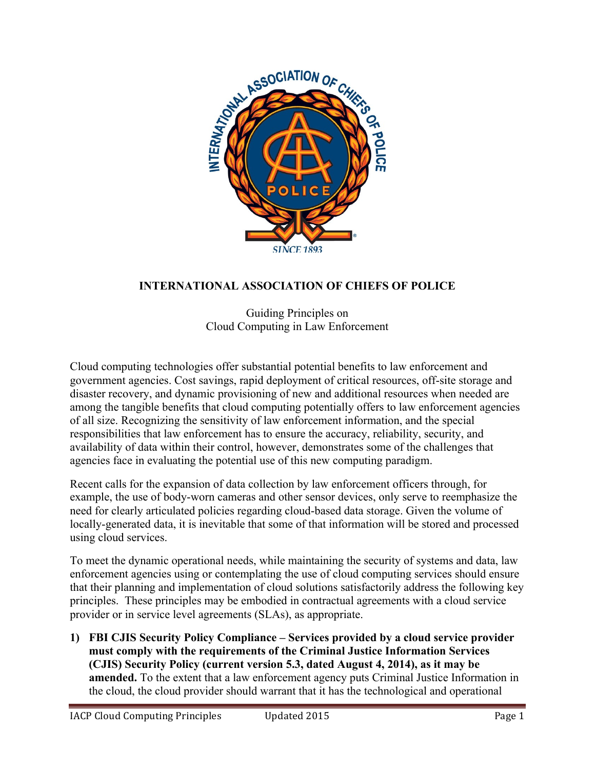# INTERNATIONAL ASSOCIATION OF CHIEFS OF POLICE

Guiding Principles on
Cloud Computing in Law Enforcement

Cloud computing technologies offer substantial potential benefits to law enforcement and government agencies. Cost savings, rapid deployment of critical resources, off-site storage and disaster recovery, and dynamic provisioning of new and additional resources when needed are among the tangible benefits that cloud computing potentially offers to law enforcement agencies of all size. Recognizing the sensitivity of law enforcement information, and the special responsibilities that law enforcement has to ensure the accuracy, reliability, security, and availability of data within their control, however, demonstrates some of the challenges that agencies face in evaluating the potential use of this new computing paradigm.

Recent calls for the expansion of data collection by law enforcement officers through, for example, the use of body-worn cameras and other sensor devices, only serve to reemphasize the need for clearly articulated policies regarding cloud-based data storage. Given the volume of locally-generated data, it is inevitable that some of that information will be stored and processed using cloud services.

To meet the dynamic operational needs, while maintaining the security of systems and data, law enforcement agencies using or contemplating the use of cloud computing services should ensure that their planning and implementation of cloud solutions satisfactorily address the following key principles. These principles may be embodied in contractual agreements with a cloud service provider or in service level agreements (SLAs), as appropriate.

1) **FBI CJIS Security Policy Compliance – Services provided by a cloud service provider must comply with the requirements of the Criminal Justice Information Services (CJIS) Security Policy (current version 5.3, dated August 4, 2014), as it may be amended.** To the extent that a law enforcement agency puts Criminal Justice Information in the cloud, the cloud provider should warrant that it has the technological and operational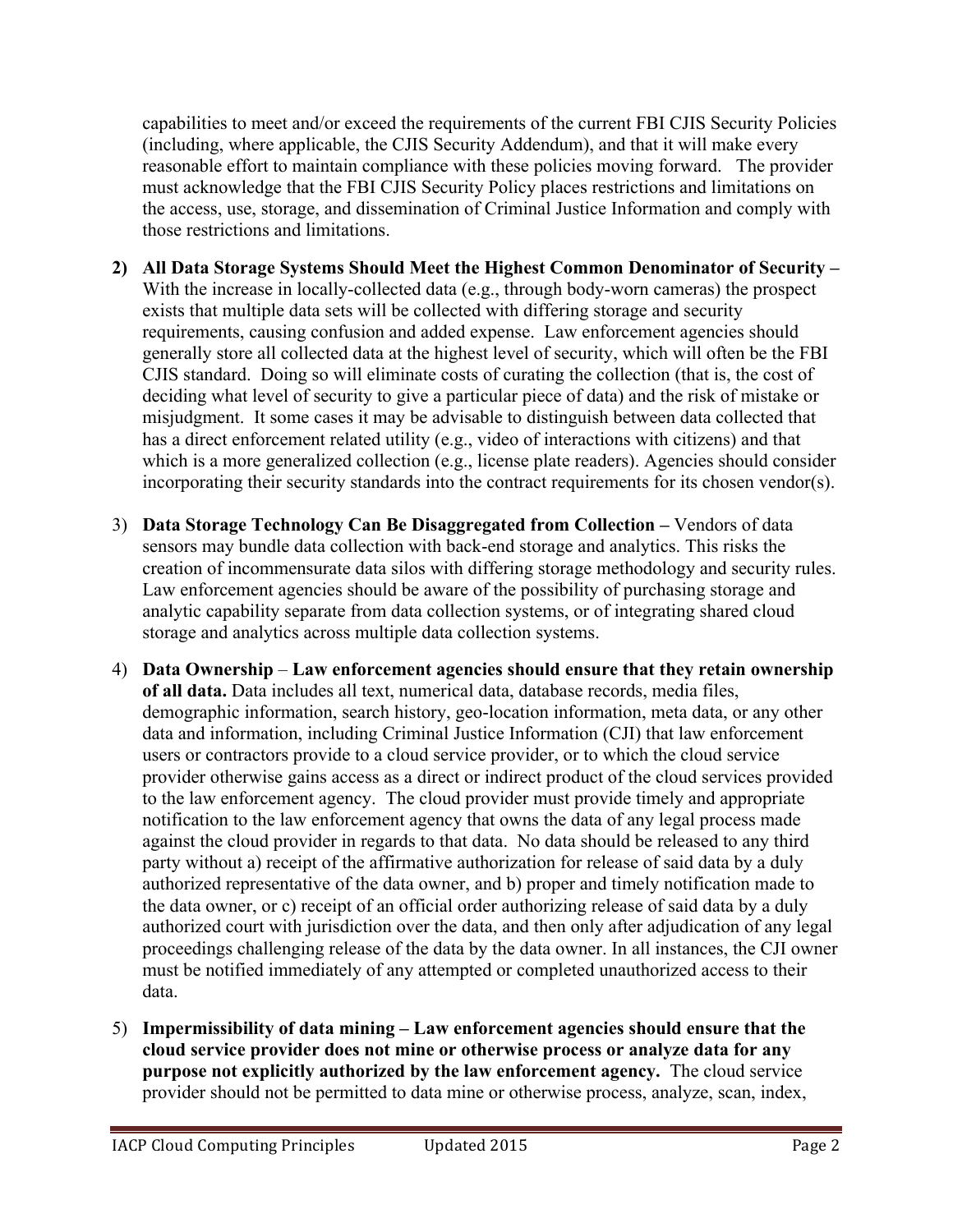capabilities to meet and/or exceed the requirements of the current FBI CJIS Security Policies (including, where applicable, the CJIS Security Addendum), and that it will make every reasonable effort to maintain compliance with these policies moving forward. The provider must acknowledge that the FBI CJIS Security Policy places restrictions and limitations on the access, use, storage, and dissemination of Criminal Justice Information and comply with those restrictions and limitations.

2) **All Data Storage Systems Should Meet the Highest Common Denominator of Security –** With the increase in locally-collected data (e.g., through body-worn cameras) the prospect exists that multiple data sets will be collected with differing storage and security requirements, causing confusion and added expense. Law enforcement agencies should generally store all collected data at the highest level of security, which will often be the FBI CJIS standard. Doing so will eliminate costs of curating the collection (that is, the cost of deciding what level of security to give a particular piece of data) and the risk of mistake or misjudgment. It some cases it may be advisable to distinguish between data collected that has a direct enforcement related utility (e.g., video of interactions with citizens) and that which is a more generalized collection (e.g., license plate readers). Agencies should consider incorporating their security standards into the contract requirements for its chosen vendor(s).

3) **Data Storage Technology Can Be Disaggregated from Collection –** Vendors of data sensors may bundle data collection with back-end storage and analytics. This risks the creation of incommensurate data silos with differing storage methodology and security rules. Law enforcement agencies should be aware of the possibility of purchasing storage and analytic capability separate from data collection systems, or of integrating shared cloud storage and analytics across multiple data collection systems.

4) **Data Ownership** – **Law enforcement agencies should ensure that they retain ownership of all data.** Data includes all text, numerical data, database records, media files, demographic information, search history, geo-location information, meta data, or any other data and information, including Criminal Justice Information (CJI) that law enforcement users or contractors provide to a cloud service provider, or to which the cloud service provider otherwise gains access as a direct or indirect product of the cloud services provided to the law enforcement agency. The cloud provider must provide timely and appropriate notification to the law enforcement agency that owns the data of any legal process made against the cloud provider in regards to that data. No data should be released to any third party without a) receipt of the affirmative authorization for release of said data by a duly authorized representative of the data owner, and b) proper and timely notification made to the data owner, or c) receipt of an official order authorizing release of said data by a duly authorized court with jurisdiction over the data, and then only after adjudication of any legal proceedings challenging release of the data by the data owner. In all instances, the CJI owner must be notified immediately of any attempted or completed unauthorized access to their data.

5) **Impermissibility of data mining – Law enforcement agencies should ensure that the cloud service provider does not mine or otherwise process or analyze data for any purpose not explicitly authorized by the law enforcement agency.** The cloud service provider should not be permitted to data mine or otherwise process, analyze, scan, index,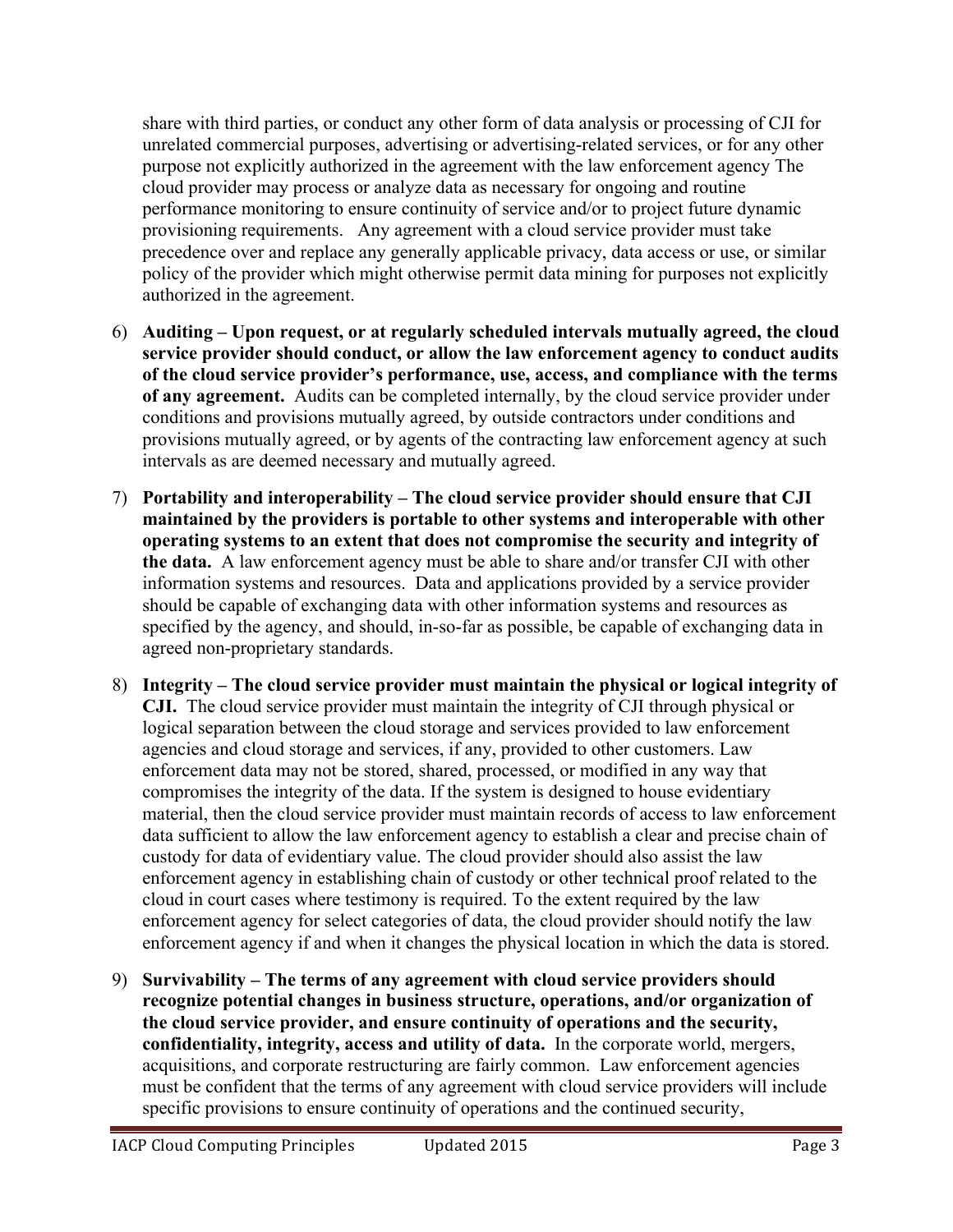share with third parties, or conduct any other form of data analysis or processing of CJI for unrelated commercial purposes, advertising or advertising-related services, or for any other purpose not explicitly authorized in the agreement with the law enforcement agency The cloud provider may process or analyze data as necessary for ongoing and routine performance monitoring to ensure continuity of service and/or to project future dynamic provisioning requirements. Any agreement with a cloud service provider must take precedence over and replace any generally applicable privacy, data access or use, or similar policy of the provider which might otherwise permit data mining for purposes not explicitly authorized in the agreement.

6) **Auditing – Upon request, or at regularly scheduled intervals mutually agreed, the cloud service provider should conduct, or allow the law enforcement agency to conduct audits of the cloud service provider's performance, use, access, and compliance with the terms of any agreement.** Audits can be completed internally, by the cloud service provider under conditions and provisions mutually agreed, by outside contractors under conditions and provisions mutually agreed, or by agents of the contracting law enforcement agency at such intervals as are deemed necessary and mutually agreed.

7) **Portability and interoperability – The cloud service provider should ensure that CJI maintained by the providers is portable to other systems and interoperable with other operating systems to an extent that does not compromise the security and integrity of the data.** A law enforcement agency must be able to share and/or transfer CJI with other information systems and resources. Data and applications provided by a service provider should be capable of exchanging data with other information systems and resources as specified by the agency, and should, in-so-far as possible, be capable of exchanging data in agreed non-proprietary standards.

8) **Integrity – The cloud service provider must maintain the physical or logical integrity of CJI.** The cloud service provider must maintain the integrity of CJI through physical or logical separation between the cloud storage and services provided to law enforcement agencies and cloud storage and services, if any, provided to other customers. Law enforcement data may not be stored, shared, processed, or modified in any way that compromises the integrity of the data. If the system is designed to house evidentiary material, then the cloud service provider must maintain records of access to law enforcement data sufficient to allow the law enforcement agency to establish a clear and precise chain of custody for data of evidentiary value. The cloud provider should also assist the law enforcement agency in establishing chain of custody or other technical proof related to the cloud in court cases where testimony is required. To the extent required by the law enforcement agency for select categories of data, the cloud provider should notify the law enforcement agency if and when it changes the physical location in which the data is stored.

9) **Survivability – The terms of any agreement with cloud service providers should recognize potential changes in business structure, operations, and/or organization of the cloud service provider, and ensure continuity of operations and the security, confidentiality, integrity, access and utility of data.** In the corporate world, mergers, acquisitions, and corporate restructuring are fairly common. Law enforcement agencies must be confident that the terms of any agreement with cloud service providers will include specific provisions to ensure continuity of operations and the continued security,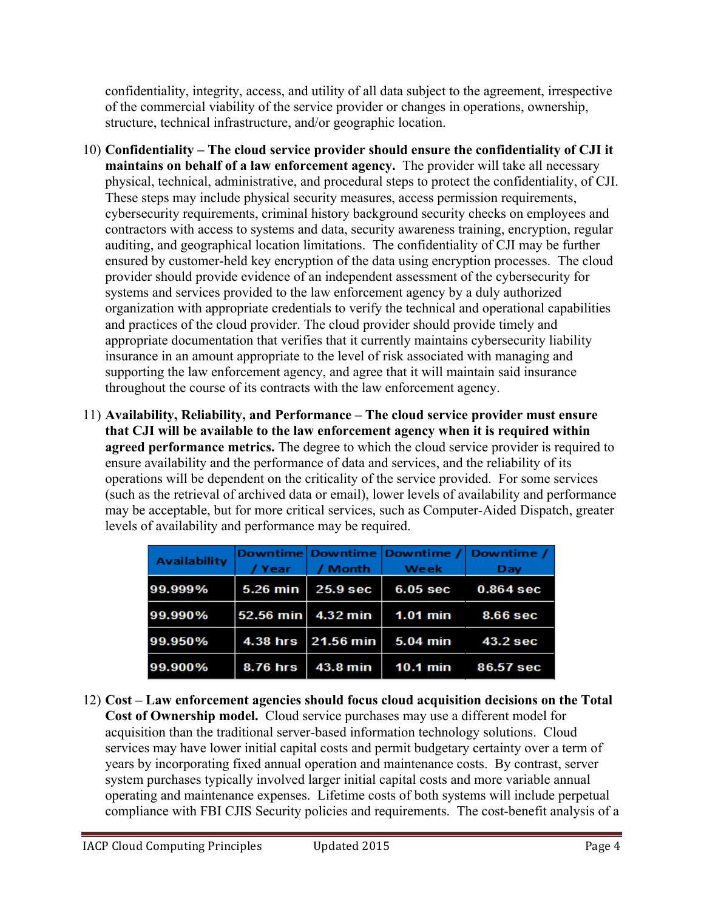confidentiality, integrity, access, and utility of all data subject to the agreement, irrespective of the commercial viability of the service provider or changes in operations, ownership, structure, technical infrastructure, and/or geographic location.

10) **Confidentiality – The cloud service provider should ensure the confidentiality of CJI it maintains on behalf of a law enforcement agency.** The provider will take all necessary physical, technical, administrative, and procedural steps to protect the confidentiality, of CJI. These steps may include physical security measures, access permission requirements, cybersecurity requirements, criminal history background security checks on employees and contractors with access to systems and data, security awareness training, encryption, regular auditing, and geographical location limitations. The confidentiality of CJI may be further ensured by customer-held key encryption of the data using encryption processes. The cloud provider should provide evidence of an independent assessment of the cybersecurity for systems and services provided to the law enforcement agency by a duly authorized organization with appropriate credentials to verify the technical and operational capabilities and practices of the cloud provider. The cloud provider should provide timely and appropriate documentation that verifies that it currently maintains cybersecurity liability insurance in an amount appropriate to the level of risk associated with managing and supporting the law enforcement agency, and agree that it will maintain said insurance throughout the course of its contracts with the law enforcement agency.

11) **Availability, Reliability, and Performance – The cloud service provider must ensure that CJI will be available to the law enforcement agency when it is required within agreed performance metrics.** The degree to which the cloud service provider is required to ensure availability and the performance of data and services, and the reliability of its operations will be dependent on the criticality of the service provided. For some services (such as the retrieval of archived data or email), lower levels of availability and performance may be acceptable, but for more critical services, such as Computer-Aided Dispatch, greater levels of availability and performance may be required.

| Availability | Downtime / Year | Downtime / Month | Downtime / Week | Downtime / Day |
|---|---|---|---|---|
| 99.999% | 5.26 min | 25.9 sec | 6.05 sec | 0.864 sec |
| 99.990% | 52.56 min | 4.32 min | 1.01 min | 8.66 sec |
| 99.950% | 4.38 hrs | 21.56 min | 5.04 min | 43.2 sec |
| 99.900% | 8.76 hrs | 43.8 min | 10.1 min | 86.57 sec |

12) **Cost – Law enforcement agencies should focus cloud acquisition decisions on the Total Cost of Ownership model.** Cloud service purchases may use a different model for acquisition than the traditional server-based information technology solutions. Cloud services may have lower initial capital costs and permit budgetary certainty over a term of years by incorporating fixed annual operation and maintenance costs. By contrast, server system purchases typically involved larger initial capital costs and more variable annual operating and maintenance expenses. Lifetime costs of both systems will include perpetual compliance with FBI CJIS Security policies and requirements. The cost-benefit analysis of a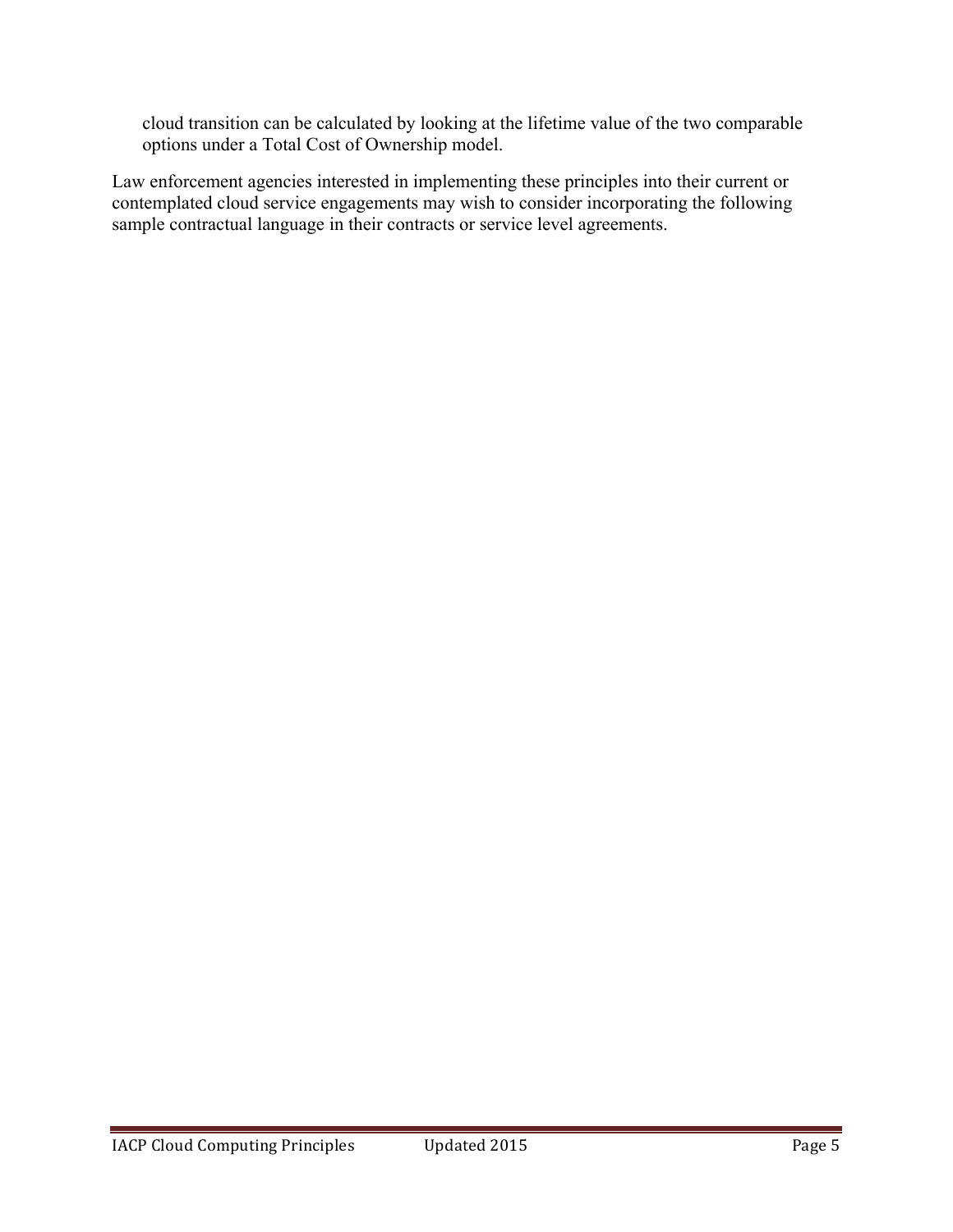cloud transition can be calculated by looking at the lifetime value of the two comparable options under a Total Cost of Ownership model.

Law enforcement agencies interested in implementing these principles into their current or contemplated cloud service engagements may wish to consider incorporating the following sample contractual language in their contracts or service level agreements.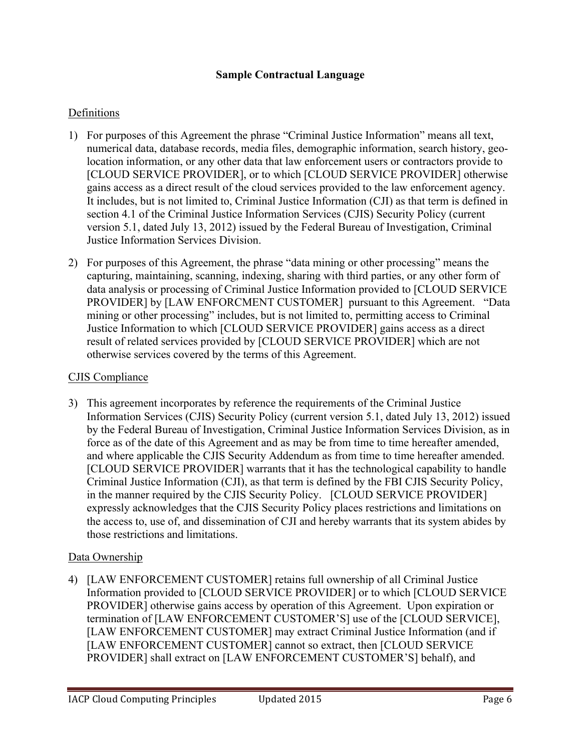**Sample Contractual Language**

Definitions

1) For purposes of this Agreement the phrase "Criminal Justice Information" means all text, numerical data, database records, media files, demographic information, search history, geo-location information, or any other data that law enforcement users or contractors provide to [CLOUD SERVICE PROVIDER], or to which [CLOUD SERVICE PROVIDER] otherwise gains access as a direct result of the cloud services provided to the law enforcement agency. It includes, but is not limited to, Criminal Justice Information (CJI) as that term is defined in section 4.1 of the Criminal Justice Information Services (CJIS) Security Policy (current version 5.1, dated July 13, 2012) issued by the Federal Bureau of Investigation, Criminal Justice Information Services Division.

2) For purposes of this Agreement, the phrase "data mining or other processing" means the capturing, maintaining, scanning, indexing, sharing with third parties, or any other form of data analysis or processing of Criminal Justice Information provided to [CLOUD SERVICE PROVIDER] by [LAW ENFORCMENT CUSTOMER] pursuant to this Agreement. "Data mining or other processing" includes, but is not limited to, permitting access to Criminal Justice Information to which [CLOUD SERVICE PROVIDER] gains access as a direct result of related services provided by [CLOUD SERVICE PROVIDER] which are not otherwise services covered by the terms of this Agreement.

CJIS Compliance

3) This agreement incorporates by reference the requirements of the Criminal Justice Information Services (CJIS) Security Policy (current version 5.1, dated July 13, 2012) issued by the Federal Bureau of Investigation, Criminal Justice Information Services Division, as in force as of the date of this Agreement and as may be from time to time hereafter amended, and where applicable the CJIS Security Addendum as from time to time hereafter amended. [CLOUD SERVICE PROVIDER] warrants that it has the technological capability to handle Criminal Justice Information (CJI), as that term is defined by the FBI CJIS Security Policy, in the manner required by the CJIS Security Policy. [CLOUD SERVICE PROVIDER] expressly acknowledges that the CJIS Security Policy places restrictions and limitations on the access to, use of, and dissemination of CJI and hereby warrants that its system abides by those restrictions and limitations.

Data Ownership

4) [LAW ENFORCEMENT CUSTOMER] retains full ownership of all Criminal Justice Information provided to [CLOUD SERVICE PROVIDER] or to which [CLOUD SERVICE PROVIDER] otherwise gains access by operation of this Agreement. Upon expiration or termination of [LAW ENFORCEMENT CUSTOMER'S] use of the [CLOUD SERVICE], [LAW ENFORCEMENT CUSTOMER] may extract Criminal Justice Information (and if [LAW ENFORCEMENT CUSTOMER] cannot so extract, then [CLOUD SERVICE PROVIDER] shall extract on [LAW ENFORCEMENT CUSTOMER'S] behalf), and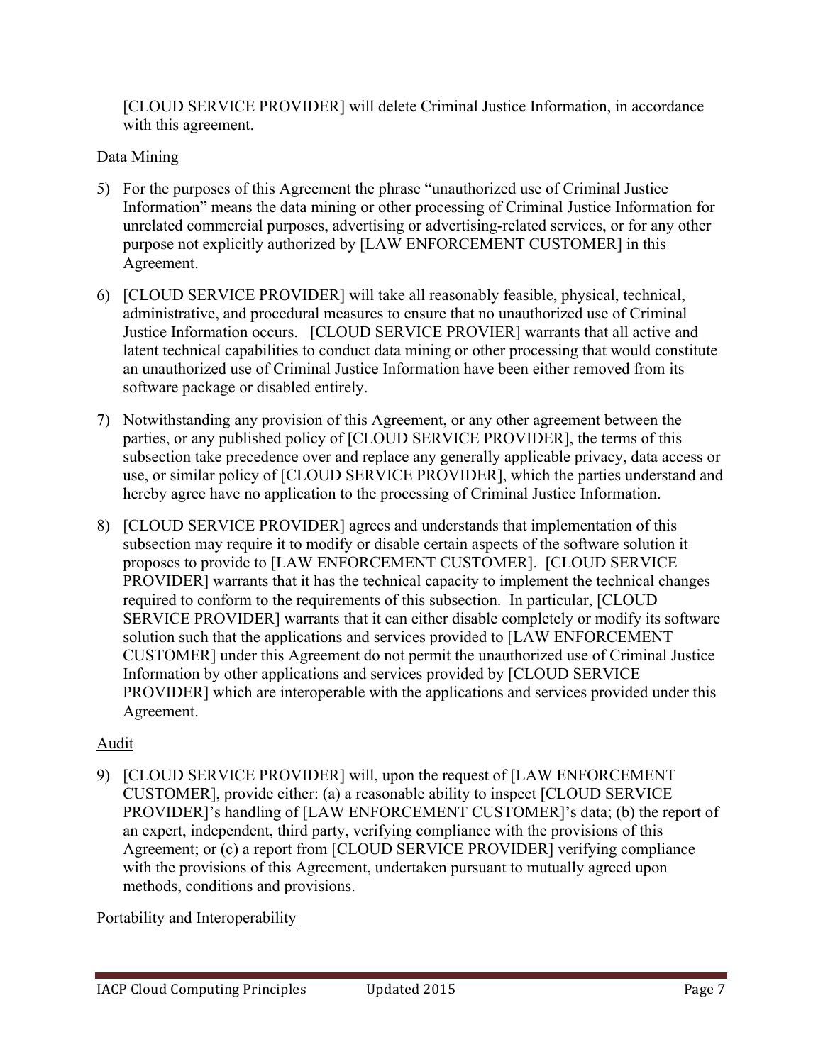[CLOUD SERVICE PROVIDER] will delete Criminal Justice Information, in accordance with this agreement.

Data Mining

5) For the purposes of this Agreement the phrase "unauthorized use of Criminal Justice Information" means the data mining or other processing of Criminal Justice Information for unrelated commercial purposes, advertising or advertising-related services, or for any other purpose not explicitly authorized by [LAW ENFORCEMENT CUSTOMER] in this Agreement.

6) [CLOUD SERVICE PROVIDER] will take all reasonably feasible, physical, technical, administrative, and procedural measures to ensure that no unauthorized use of Criminal Justice Information occurs. [CLOUD SERVICE PROVIER] warrants that all active and latent technical capabilities to conduct data mining or other processing that would constitute an unauthorized use of Criminal Justice Information have been either removed from its software package or disabled entirely.

7) Notwithstanding any provision of this Agreement, or any other agreement between the parties, or any published policy of [CLOUD SERVICE PROVIDER], the terms of this subsection take precedence over and replace any generally applicable privacy, data access or use, or similar policy of [CLOUD SERVICE PROVIDER], which the parties understand and hereby agree have no application to the processing of Criminal Justice Information.

8) [CLOUD SERVICE PROVIDER] agrees and understands that implementation of this subsection may require it to modify or disable certain aspects of the software solution it proposes to provide to [LAW ENFORCEMENT CUSTOMER]. [CLOUD SERVICE PROVIDER] warrants that it has the technical capacity to implement the technical changes required to conform to the requirements of this subsection. In particular, [CLOUD SERVICE PROVIDER] warrants that it can either disable completely or modify its software solution such that the applications and services provided to [LAW ENFORCEMENT CUSTOMER] under this Agreement do not permit the unauthorized use of Criminal Justice Information by other applications and services provided by [CLOUD SERVICE PROVIDER] which are interoperable with the applications and services provided under this Agreement.

Audit

9) [CLOUD SERVICE PROVIDER] will, upon the request of [LAW ENFORCEMENT CUSTOMER], provide either: (a) a reasonable ability to inspect [CLOUD SERVICE PROVIDER]'s handling of [LAW ENFORCEMENT CUSTOMER]'s data; (b) the report of an expert, independent, third party, verifying compliance with the provisions of this Agreement; or (c) a report from [CLOUD SERVICE PROVIDER] verifying compliance with the provisions of this Agreement, undertaken pursuant to mutually agreed upon methods, conditions and provisions.

Portability and Interoperability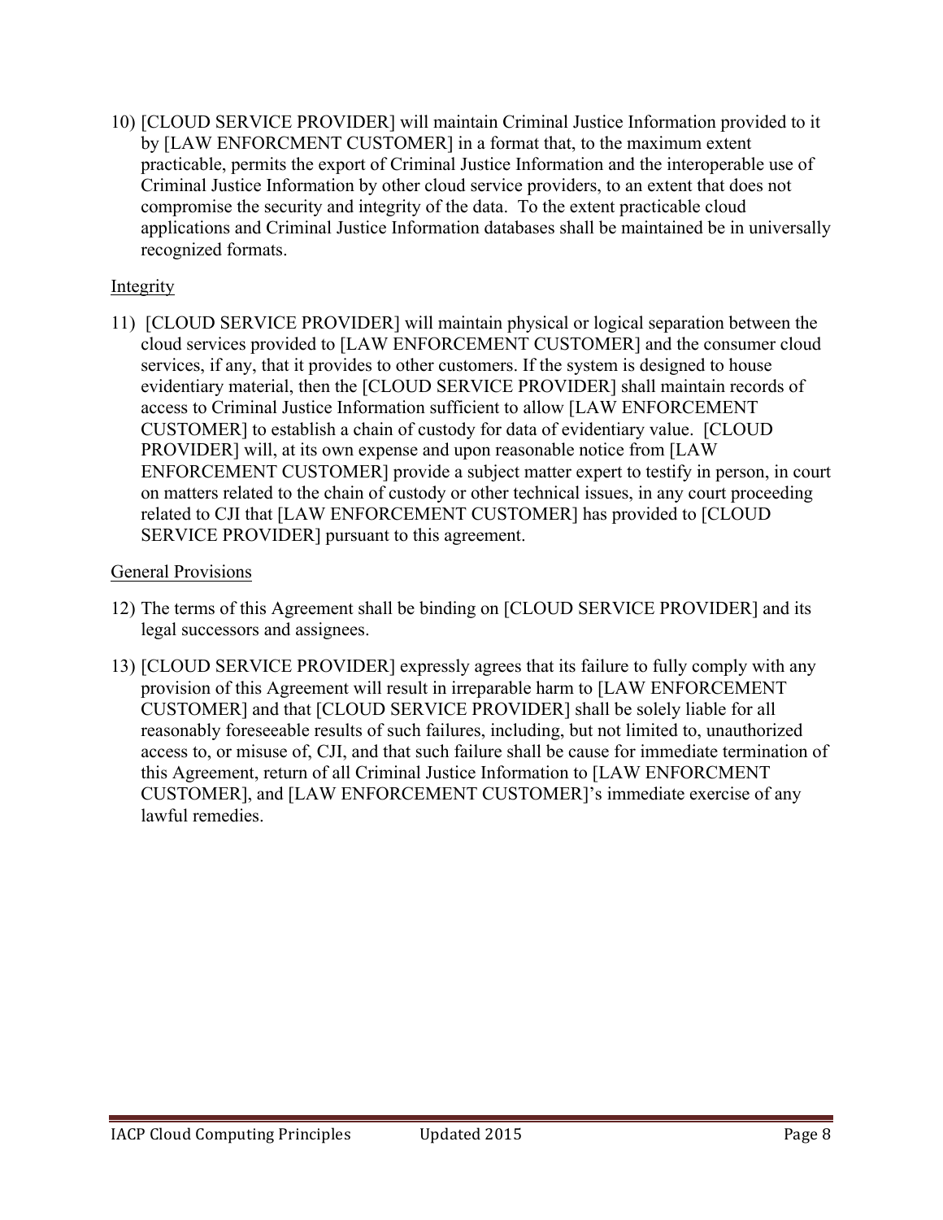10) [CLOUD SERVICE PROVIDER] will maintain Criminal Justice Information provided to it by [LAW ENFORCMENT CUSTOMER] in a format that, to the maximum extent practicable, permits the export of Criminal Justice Information and the interoperable use of Criminal Justice Information by other cloud service providers, to an extent that does not compromise the security and integrity of the data. To the extent practicable cloud applications and Criminal Justice Information databases shall be maintained be in universally recognized formats.

<u>Integrity</u>

11) [CLOUD SERVICE PROVIDER] will maintain physical or logical separation between the cloud services provided to [LAW ENFORCEMENT CUSTOMER] and the consumer cloud services, if any, that it provides to other customers. If the system is designed to house evidentiary material, then the [CLOUD SERVICE PROVIDER] shall maintain records of access to Criminal Justice Information sufficient to allow [LAW ENFORCEMENT CUSTOMER] to establish a chain of custody for data of evidentiary value. [CLOUD PROVIDER] will, at its own expense and upon reasonable notice from [LAW ENFORCEMENT CUSTOMER] provide a subject matter expert to testify in person, in court on matters related to the chain of custody or other technical issues, in any court proceeding related to CJI that [LAW ENFORCEMENT CUSTOMER] has provided to [CLOUD SERVICE PROVIDER] pursuant to this agreement.

<u>General Provisions</u>

12) The terms of this Agreement shall be binding on [CLOUD SERVICE PROVIDER] and its legal successors and assignees.

13) [CLOUD SERVICE PROVIDER] expressly agrees that its failure to fully comply with any provision of this Agreement will result in irreparable harm to [LAW ENFORCEMENT CUSTOMER] and that [CLOUD SERVICE PROVIDER] shall be solely liable for all reasonably foreseeable results of such failures, including, but not limited to, unauthorized access to, or misuse of, CJI, and that such failure shall be cause for immediate termination of this Agreement, return of all Criminal Justice Information to [LAW ENFORCMENT CUSTOMER], and [LAW ENFORCEMENT CUSTOMER]'s immediate exercise of any lawful remedies.